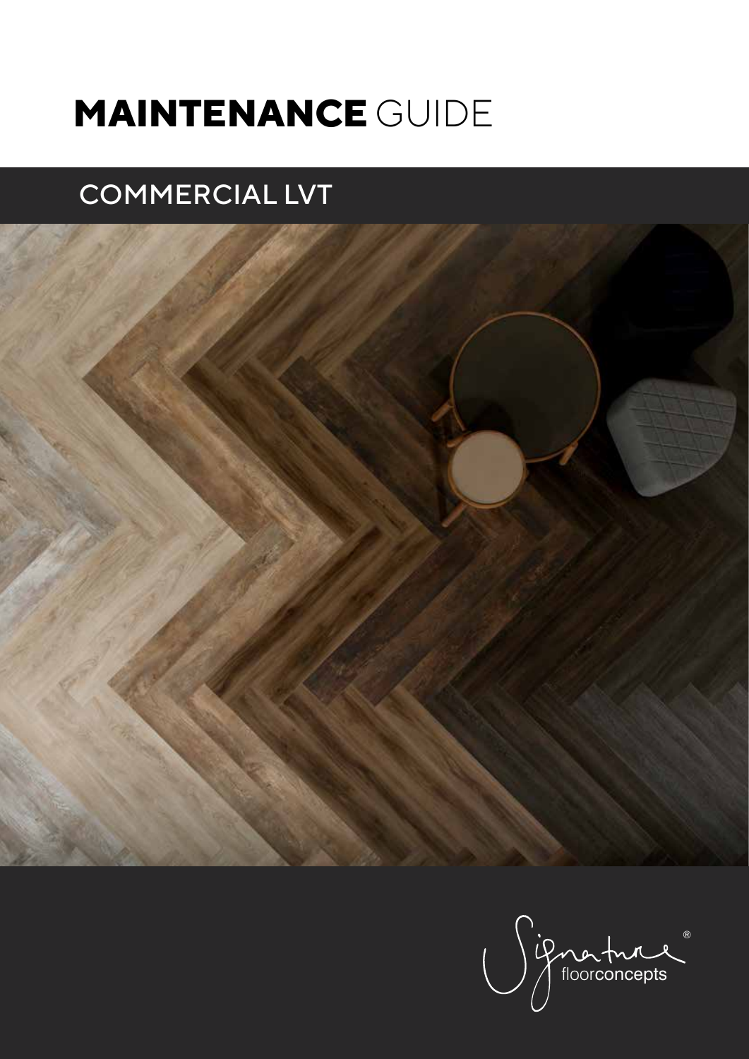# MAINTENANCE GUIDE

## COMMERCIAL LVT

Signature® floorconcepts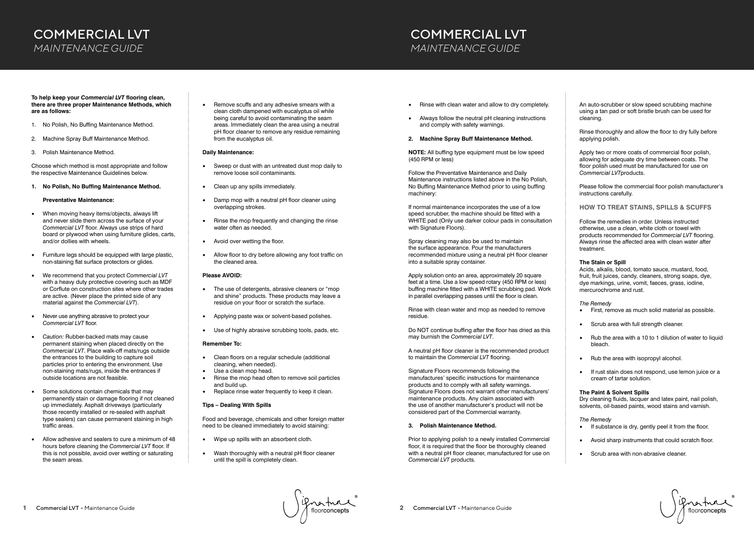# COMMERCIAL LVT
*MAINTENANCE GUIDE*

**To help keep your *Commercial LVT* flooring clean, there are three proper Maintenance Methods, which are as follows:**

1. No Polish, No Buffing Maintenance Method.
2. Machine Spray Buff Maintenance Method.
3. Polish Maintenance Method.

Choose which method is most appropriate and follow the respective Maintenance Guidelines below.

### 1. No Polish, No Buffing Maintenance Method.

**Preventative Maintenance:**

- When moving heavy items/objects, always lift and never slide them across the surface of your *Commercial LVT* floor. Always use strips of hard board or plywood when using furniture glides, carts, and/or dollies with wheels.
- Furniture legs should be equipped with large plastic, non-staining flat surface protectors or glides.
- We recommend that you protect *Commercial LVT* with a heavy duty protective covering such as MDF or Corflute on construction sites where other trades are active. (Never place the printed side of any material against the *Commercial LVT*).
- Never use anything abrasive to protect your *Commercial LVT* floor.
- *Caution:* Rubber-backed mats may cause permanent staining when placed directly on the *Commercial LVT*. Place walk-off mats/rugs outside the entrances to the building to capture soil particles prior to entering the environment. Use non-staining mats/rugs, inside the entrances if outside locations are not feasible.
- Some solutions contain chemicals that may permanently stain or damage flooring if not cleaned up immediately. Asphalt driveways (particularly those recently installed or re-sealed with asphalt type sealers) can cause permanent staining in high traffic areas.
- Allow adhesive and sealers to cure a minimum of 48 hours before cleaning the *Commercial LVT* floor. If this is not possible, avoid over wetting or saturating the seam areas.
- Remove scuffs and any adhesive smears with a clean cloth dampened with eucalyptus oil while being careful to avoid contaminating the seam areas. Immediately clean the area using a neutral pH floor cleaner to remove any residue remaining from the eucalyptus oil.

**Daily Maintenance:**

- Sweep or dust with an untreated dust mop daily to remove loose soil contaminants.
- Clean up any spills immediately.
- Damp mop with a neutral pH floor cleaner using overlapping strokes.
- Rinse the mop frequently and changing the rinse water often as needed.
- Avoid over wetting the floor.
- Allow floor to dry before allowing any foot traffic on the cleaned area.

**Please AVOID:**

- The use of detergents, abrasive cleaners or "mop and shine" products. These products may leave a residue on your floor or scratch the surface.
- Applying paste wax or solvent-based polishes.
- Use of highly abrasive scrubbing tools, pads, etc.

**Remember To:**

- Clean floors on a regular schedule (additional cleaning, when needed).
- Use a clean mop head.
- Rinse the mop head often to remove soil particles and build up.
- Replace rinse water frequently to keep it clean.

**Tips – Dealing With Spills**

Food and beverage, chemicals and other foreign matter need to be cleaned immediately to avoid staining:

- Wipe up spills with an absorbent cloth.
- Wash thoroughly with a neutral pH floor cleaner until the spill is completely clean.
- Rinse with clean water and allow to dry completely.
- Always follow the neutral pH cleaning instructions and comply with safety warnings.

### 2. Machine Spray Buff Maintenance Method.

**NOTE:** All buffing type equipment must be low speed (450 RPM or less)

Follow the Preventative Maintenance and Daily Maintenance instructions listed above in the No Polish, No Buffing Maintenance Method prior to using buffing machinery:

If normal maintenance incorporates the use of a low speed scrubber, the machine should be fitted with a WHITE pad (Only use darker colour pads in consultation with Signature Floors).

Spray cleaning may also be used to maintain the surface appearance. Pour the manufacturers recommended mixture using a neutral pH floor cleaner into a suitable spray container.

Apply solution onto an area, approximately 20 square feet at a time. Use a low speed rotary (450 RPM or less) buffing machine fitted with a WHITE scrubbing pad. Work in parallel overlapping passes until the floor is clean.

Rinse with clean water and mop as needed to remove residue.

Do NOT continue buffing after the floor has dried as this may burnish the *Commercial LVT*.

A neutral pH floor cleaner is the recommended product to maintain the *Commercial LVT* flooring.

Signature Floors recommends following the manufactures' specific instructions for maintenance products and to comply with all safety warnings. Signature Floors does not warrant other manufacturers' maintenance products. Any claim associated with the use of another manufacturer's product will not be considered part of the Commercial warranty.

### 3. Polish Maintenance Method.

Prior to applying polish to a newly installed Commercial floor, it is required that the floor be thoroughly cleaned with a neutral pH floor cleaner, manufactured for use on *Commercial LVT* products.

An auto-scrubber or slow speed scrubbing machine using a tan pad or soft bristle brush can be used for cleaning.

Rinse thoroughly and allow the floor to dry fully before applying polish.

Apply two or more coats of commercial floor polish, allowing for adequate dry time between coats. The floor polish used must be manufactured for use on *Commercial LVT*products.

Please follow the commercial floor polish manufacturer's instructions carefully.

## HOW TO TREAT STAINS, SPILLS & SCUFFS

Follow the remedies in order. Unless instructed otherwise, use a clean, white cloth or towel with products recommended for *Commercial LVT* flooring. Always rinse the affected area with clean water after treatment.

**The Stain or Spill**

Acids, alkalis, blood, tomato sauce, mustard, food, fruit, fruit juices, candy, cleaners, strong soaps, dye, dye markings, urine, vomit, faeces, grass, iodine, mercurochrome and rust.

*The Remedy*

- First, remove as much solid material as possible.
- Scrub area with full strength cleaner.
- Rub the area with a 10 to 1 dilution of water to liquid bleach.
- Rub the area with isopropyl alcohol.
- If rust stain does not respond, use lemon juice or a cream of tartar solution.

**The Paint & Solvent Spills**

Dry cleaning fluids, lacquer and latex paint, nail polish, solvents, oil-based paints, wood stains and varnish.

*The Remedy*

- If substance is dry, gently peel it from the floor.
- Avoid sharp instruments that could scratch floor.
- Scrub area with non-abrasive cleaner.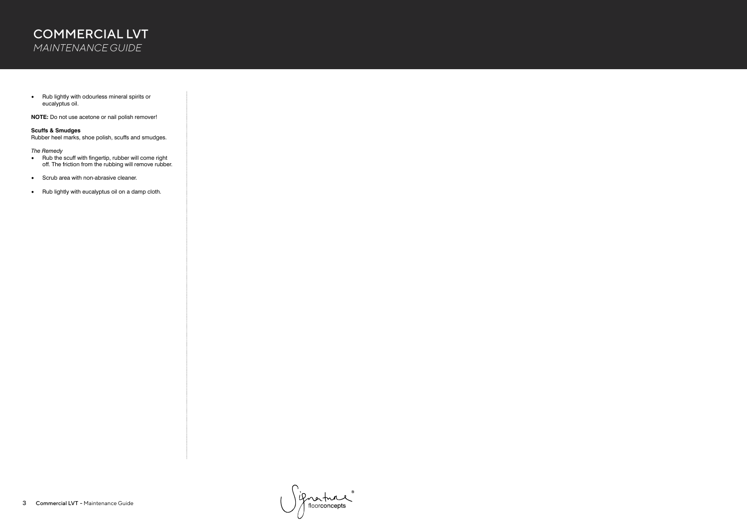- Rub lightly with odourless mineral spirits or eucalyptus oil.

**NOTE:** Do not use acetone or nail polish remover!

**Scuffs & Smudges**
Rubber heel marks, shoe polish, scuffs and smudges.

*The Remedy*

- Rub the scuff with fingertip, rubber will come right off. The friction from the rubbing will remove rubber.
- Scrub area with non-abrasive cleaner.
- Rub lightly with eucalyptus oil on a damp cloth.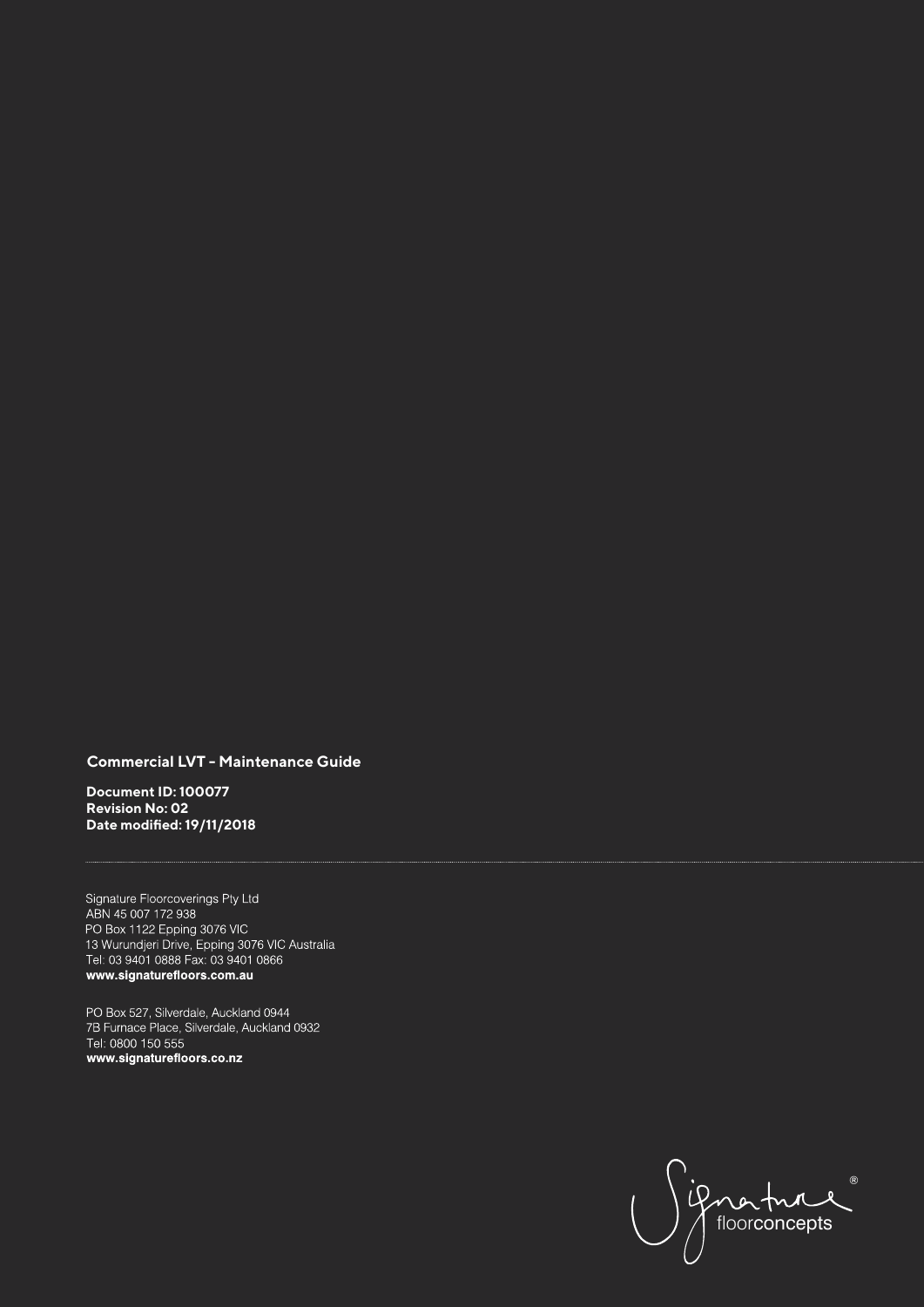**Commercial LVT - Maintenance Guide**

**Document ID: 100077**
**Revision No: 02**
**Date modified: 19/11/2018**

---

Signature Floorcoverings Pty Ltd
ABN 45 007 172 938
PO Box 1122 Epping 3076 VIC
13 Wurundjeri Drive, Epping 3076 VIC Australia
Tel: 03 9401 0888 Fax: 03 9401 0866
**www.signaturefloors.com.au**

PO Box 527, Silverdale, Auckland 0944
7B Furnace Place, Silverdale, Auckland 0932
Tel: 0800 150 555
**www.signaturefloors.co.nz**

Signature® floorconcepts